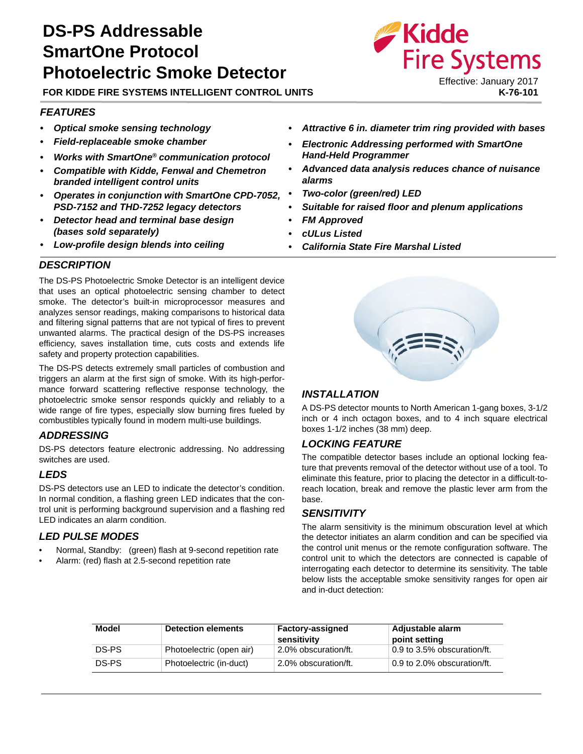# DS-PS Addressable SmartOne Protocol Photoelectric Smoke Detector

**FOR KIDDE FIRE SYSTEMS INTELLIGENT CONTROL UNITS**

Kidde Fire Systems

Effective: January 2017
**K-76-101**

## FEATURES

- ***Optical smoke sensing technology***
- ***Field-replaceable smoke chamber***
- ***Works with SmartOne® communication protocol***
- ***Compatible with Kidde, Fenwal and Chemetron branded intelligent control units***
- ***Operates in conjunction with SmartOne CPD-7052, PSD-7152 and THD-7252 legacy detectors***
- ***Detector head and terminal base design (bases sold separately)***
- ***Low-profile design blends into ceiling***
- ***Attractive 6 in. diameter trim ring provided with bases***
- ***Electronic Addressing performed with SmartOne Hand-Held Programmer***
- ***Advanced data analysis reduces chance of nuisance alarms***
- ***Two-color (green/red) LED***
- ***Suitable for raised floor and plenum applications***
- ***FM Approved***
- ***cULus Listed***
- ***California State Fire Marshal Listed***

## DESCRIPTION

The DS-PS Photoelectric Smoke Detector is an intelligent device that uses an optical photoelectric sensing chamber to detect smoke. The detector's built-in microprocessor measures and analyzes sensor readings, making comparisons to historical data and filtering signal patterns that are not typical of fires to prevent unwanted alarms. The practical design of the DS-PS increases efficiency, saves installation time, cuts costs and extends life safety and property protection capabilities.

The DS-PS detects extremely small particles of combustion and triggers an alarm at the first sign of smoke. With its high-performance forward scattering reflective response technology, the photoelectric smoke sensor responds quickly and reliably to a wide range of fire types, especially slow burning fires fueled by combustibles typically found in modern multi-use buildings.

## ADDRESSING

DS-PS detectors feature electronic addressing. No addressing switches are used.

## LEDS

DS-PS detectors use an LED to indicate the detector's condition. In normal condition, a flashing green LED indicates that the control unit is performing background supervision and a flashing red LED indicates an alarm condition.

## LED PULSE MODES

- Normal, Standby: (green) flash at 9-second repetition rate
- Alarm: (red) flash at 2.5-second repetition rate

## INSTALLATION

A DS-PS detector mounts to North American 1-gang boxes, 3-1/2 inch or 4 inch octagon boxes, and to 4 inch square electrical boxes 1-1/2 inches (38 mm) deep.

## LOCKING FEATURE

The compatible detector bases include an optional locking feature that prevents removal of the detector without use of a tool. To eliminate this feature, prior to placing the detector in a difficult-to-reach location, break and remove the plastic lever arm from the base.

## SENSITIVITY

The alarm sensitivity is the minimum obscuration level at which the detector initiates an alarm condition and can be specified via the control unit menus or the remote configuration software. The control unit to which the detectors are connected is capable of interrogating each detector to determine its sensitivity. The table below lists the acceptable smoke sensitivity ranges for open air and in-duct detection:

| Model | Detection elements | Factory-assigned sensitivity | Adjustable alarm point setting |
|---|---|---|---|
| DS-PS | Photoelectric (open air) | 2.0% obscuration/ft. | 0.9 to 3.5% obscuration/ft. |
| DS-PS | Photoelectric (in-duct) | 2.0% obscuration/ft. | 0.9 to 2.0% obscuration/ft. |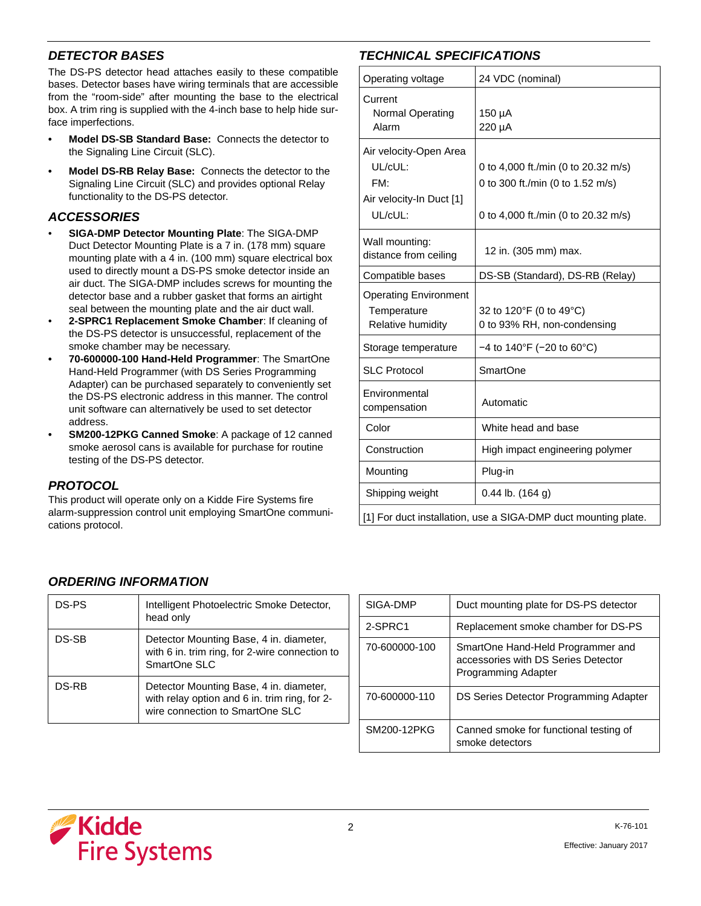## DETECTOR BASES

The DS-PS detector head attaches easily to these compatible bases. Detector bases have wiring terminals that are accessible from the "room-side" after mounting the base to the electrical box. A trim ring is supplied with the 4-inch base to help hide surface imperfections.

- **Model DS-SB Standard Base:** Connects the detector to the Signaling Line Circuit (SLC).
- **Model DS-RB Relay Base:** Connects the detector to the Signaling Line Circuit (SLC) and provides optional Relay functionality to the DS-PS detector.

## ACCESSORIES

- **SIGA-DMP Detector Mounting Plate**: The SIGA-DMP Duct Detector Mounting Plate is a 7 in. (178 mm) square mounting plate with a 4 in. (100 mm) square electrical box used to directly mount a DS-PS smoke detector inside an air duct. The SIGA-DMP includes screws for mounting the detector base and a rubber gasket that forms an airtight seal between the mounting plate and the air duct wall.
- **2-SPRC1 Replacement Smoke Chamber**: If cleaning of the DS-PS detector is unsuccessful, replacement of the smoke chamber may be necessary.
- **70-600000-100 Hand-Held Programmer**: The SmartOne Hand-Held Programmer (with DS Series Programming Adapter) can be purchased separately to conveniently set the DS-PS electronic address in this manner. The control unit software can alternatively be used to set detector address.
- **SM200-12PKG Canned Smoke**: A package of 12 canned smoke aerosol cans is available for purchase for routine testing of the DS-PS detector.

## PROTOCOL

This product will operate only on a Kidde Fire Systems fire alarm-suppression control unit employing SmartOne communications protocol.

## TECHNICAL SPECIFICATIONS

| | |
|---|---|
| Operating voltage | 24 VDC (nominal) |
| Current<br>Normal Operating<br>Alarm | <br>150 µA<br>220 µA |
| Air velocity-Open Area<br>UL/cUL:<br>FM:<br>Air velocity-In Duct [1]<br>UL/cUL: | <br>0 to 4,000 ft./min (0 to 20.32 m/s)<br>0 to 300 ft./min (0 to 1.52 m/s)<br><br>0 to 4,000 ft./min (0 to 20.32 m/s) |
| Wall mounting: distance from ceiling | 12 in. (305 mm) max. |
| Compatible bases | DS-SB (Standard), DS-RB (Relay) |
| Operating Environment<br>Temperature<br>Relative humidity | <br>32 to 120°F (0 to 49°C)<br>0 to 93% RH, non-condensing |
| Storage temperature | −4 to 140°F (−20 to 60°C) |
| SLC Protocol | SmartOne |
| Environmental compensation | Automatic |
| Color | White head and base |
| Construction | High impact engineering polymer |
| Mounting | Plug-in |
| Shipping weight | 0.44 lb. (164 g) |

[1] For duct installation, use a SIGA-DMP duct mounting plate.

## ORDERING INFORMATION

| | |
|---|---|
| DS-PS | Intelligent Photoelectric Smoke Detector, head only |
| DS-SB | Detector Mounting Base, 4 in. diameter, with 6 in. trim ring, for 2-wire connection to SmartOne SLC |
| DS-RB | Detector Mounting Base, 4 in. diameter, with relay option and 6 in. trim ring, for 2-wire connection to SmartOne SLC |
| SIGA-DMP | Duct mounting plate for DS-PS detector |
| 2-SPRC1 | Replacement smoke chamber for DS-PS |
| 70-600000-100 | SmartOne Hand-Held Programmer and accessories with DS Series Detector Programming Adapter |
| 70-600000-110 | DS Series Detector Programming Adapter |
| SM200-12PKG | Canned smoke for functional testing of smoke detectors |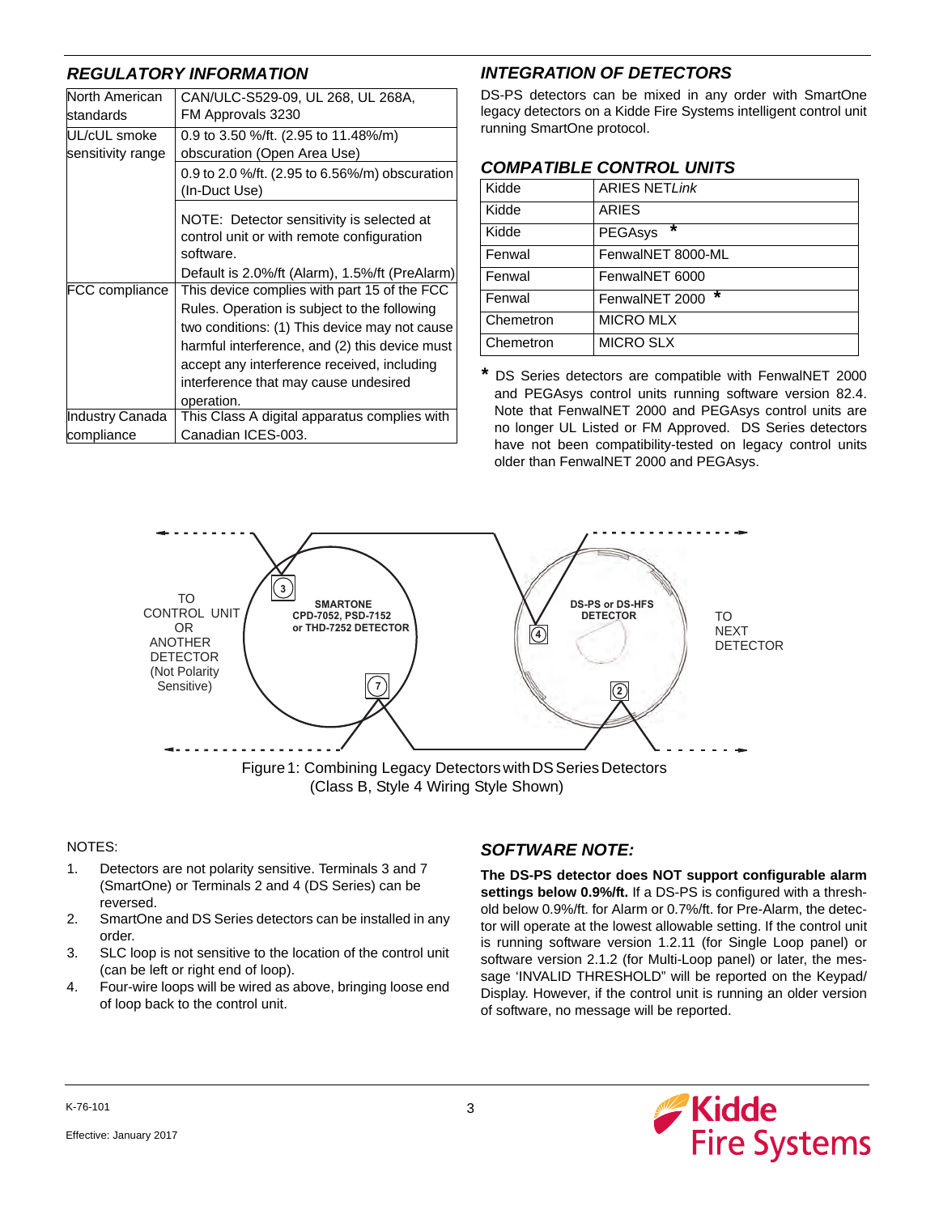## REGULATORY INFORMATION

| | |
|---|---|
| North American standards | CAN/ULC-S529-09, UL 268, UL 268A, FM Approvals 3230 |
| UL/cUL smoke sensitivity range | 0.9 to 3.50 %/ft. (2.95 to 11.48%/m) obscuration (Open Area Use) |
| | 0.9 to 2.0 %/ft. (2.95 to 6.56%/m) obscuration (In-Duct Use) |
| | NOTE: Detector sensitivity is selected at control unit or with remote configuration software. Default is 2.0%/ft (Alarm), 1.5%/ft (PreAlarm) |
| FCC compliance | This device complies with part 15 of the FCC Rules. Operation is subject to the following two conditions: (1) This device may not cause harmful interference, and (2) this device must accept any interference received, including interference that may cause undesired operation. |
| Industry Canada compliance | This Class A digital apparatus complies with Canadian ICES-003. |

## INTEGRATION OF DETECTORS

DS-PS detectors can be mixed in any order with SmartOne legacy detectors on a Kidde Fire Systems intelligent control unit running SmartOne protocol.

## COMPATIBLE CONTROL UNITS

| | |
|---|---|
| Kidde | ARIES NET*Link* |
| Kidde | ARIES |
| Kidde | PEGAsys * |
| Fenwal | FenwalNET 8000-ML |
| Fenwal | FenwalNET 6000 |
| Fenwal | FenwalNET 2000 * |
| Chemetron | MICRO MLX |
| Chemetron | MICRO SLX |

* DS Series detectors are compatible with FenwalNET 2000 and PEGAsys control units running software version 82.4. Note that FenwalNET 2000 and PEGAsys control units are no longer UL Listed or FM Approved. DS Series detectors have not been compatibility-tested on legacy control units older than FenwalNET 2000 and PEGAsys.

TO CONTROL UNIT OR ANOTHER DETECTOR (Not Polarity Sensitive)

SMARTONE CPD-7052, PSD-7152 or THD-7252 DETECTOR

DS-PS or DS-HFS DETECTOR

TO NEXT DETECTOR

Figure 1: Combining Legacy Detectors with DS Series Detectors (Class B, Style 4 Wiring Style Shown)

NOTES:

1. Detectors are not polarity sensitive. Terminals 3 and 7 (SmartOne) or Terminals 2 and 4 (DS Series) can be reversed.
2. SmartOne and DS Series detectors can be installed in any order.
3. SLC loop is not sensitive to the location of the control unit (can be left or right end of loop).
4. Four-wire loops will be wired as above, bringing loose end of loop back to the control unit.

## SOFTWARE NOTE:

**The DS-PS detector does NOT support configurable alarm settings below 0.9%/ft.** If a DS-PS is configured with a threshold below 0.9%/ft. for Alarm or 0.7%/ft. for Pre-Alarm, the detector will operate at the lowest allowable setting. If the control unit is running software version 1.2.11 (for Single Loop panel) or software version 2.1.2 (for Multi-Loop panel) or later, the message 'INVALID THRESHOLD" will be reported on the Keypad/ Display. However, if the control unit is running an older version of software, no message will be reported.

K-76-101

Effective: January 2017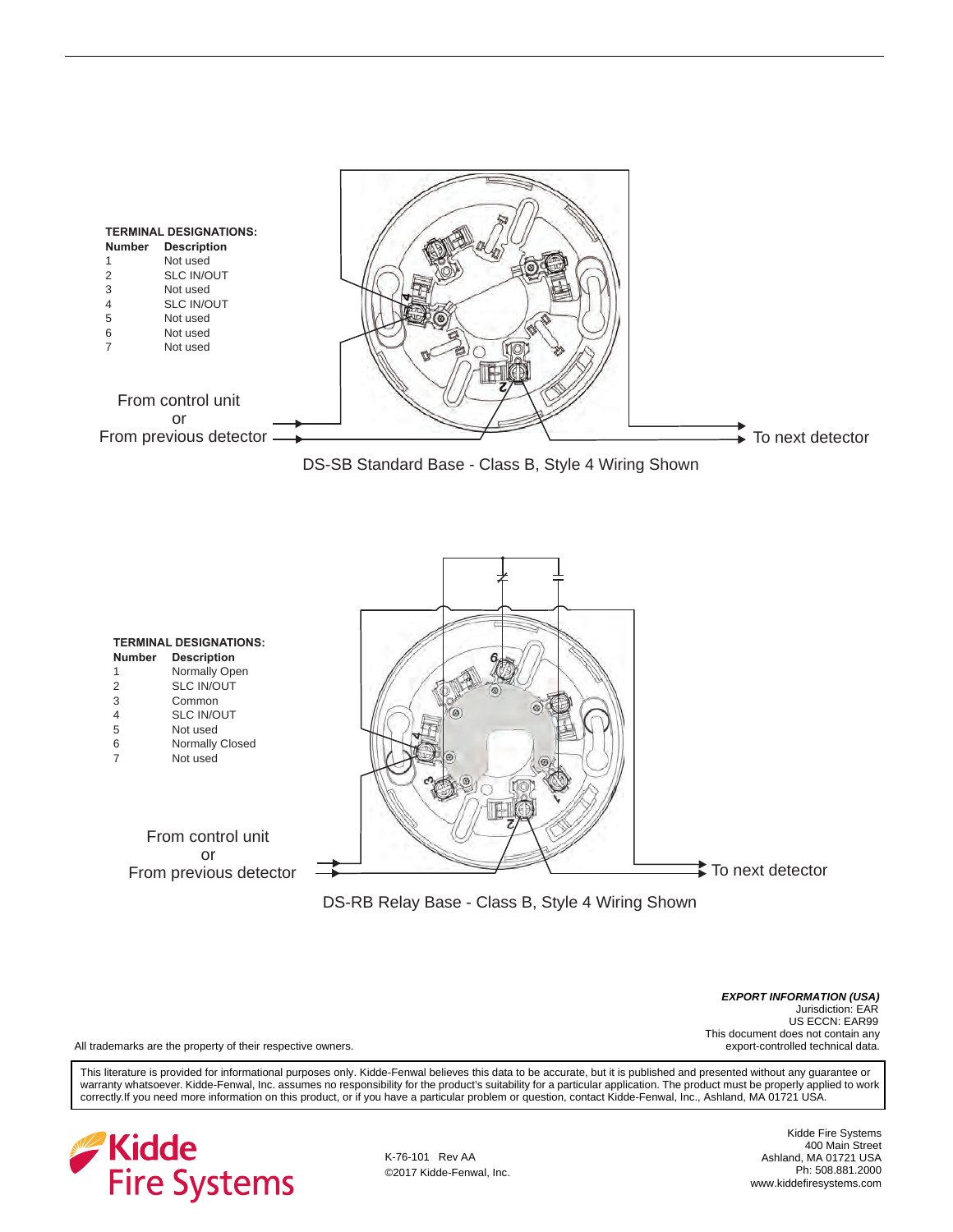**TERMINAL DESIGNATIONS:**

| Number | Description |
|---|---|
| 1 | Not used |
| 2 | SLC IN/OUT |
| 3 | Not used |
| 4 | SLC IN/OUT |
| 5 | Not used |
| 6 | Not used |
| 7 | Not used |

From control unit
or
From previous detector

To next detector

DS-SB Standard Base - Class B, Style 4 Wiring Shown

**TERMINAL DESIGNATIONS:**

| Number | Description |
|---|---|
| 1 | Normally Open |
| 2 | SLC IN/OUT |
| 3 | Common |
| 4 | SLC IN/OUT |
| 5 | Not used |
| 6 | Normally Closed |
| 7 | Not used |

From control unit
or
From previous detector

To next detector

DS-RB Relay Base - Class B, Style 4 Wiring Shown

***EXPORT INFORMATION (USA)***
Jurisdiction: EAR
US ECCN: EAR99
This document does not contain any export-controlled technical data.

All trademarks are the property of their respective owners.

This literature is provided for informational purposes only. Kidde-Fenwal believes this data to be accurate, but it is published and presented without any guarantee or warranty whatsoever. Kidde-Fenwal, Inc. assumes no responsibility for the product's suitability for a particular application. The product must be properly applied to work correctly.If you need more information on this product, or if you have a particular problem or question, contact Kidde-Fenwal, Inc., Ashland, MA 01721 USA.

Kidde Fire Systems

K-76-101 Rev AA
©2017 Kidde-Fenwal, Inc.

Kidde Fire Systems
400 Main Street
Ashland, MA 01721 USA
Ph: 508.881.2000
www.kiddefiresystems.com